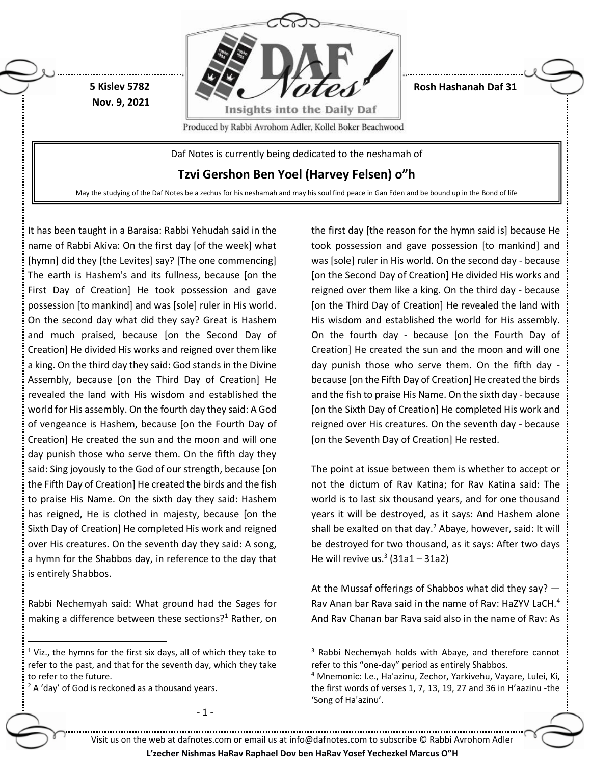5 Kislev 5782
Nov. 9, 2021

Rosh Hashanah Daf 31

Daf Notes is currently being dedicated to the neshamah of

**Tzvi Gershon Ben Yoel (Harvey Felsen) o"h**

May the studying of the Daf Notes be a zechus for his neshamah and may his soul find peace in Gan Eden and be bound up in the Bond of life

It has been taught in a Baraisa: Rabbi Yehudah said in the name of Rabbi Akiva: On the first day [of the week] what [hymn] did they [the Levites] say? [The one commencing] The earth is Hashem's and its fullness, because [on the First Day of Creation] He took possession and gave possession [to mankind] and was [sole] ruler in His world. On the second day what did they say? Great is Hashem and much praised, because [on the Second Day of Creation] He divided His works and reigned over them like a king. On the third day they said: God stands in the Divine Assembly, because [on the Third Day of Creation] He revealed the land with His wisdom and established the world for His assembly. On the fourth day they said: A God of vengeance is Hashem, because [on the Fourth Day of Creation] He created the sun and the moon and will one day punish those who serve them. On the fifth day they said: Sing joyously to the God of our strength, because [on the Fifth Day of Creation] He created the birds and the fish to praise His Name. On the sixth day they said: Hashem has reigned, He is clothed in majesty, because [on the Sixth Day of Creation] He completed His work and reigned over His creatures. On the seventh day they said: A song, a hymn for the Shabbos day, in reference to the day that is entirely Shabbos.

Rabbi Nechemyah said: What ground had the Sages for making a difference between these sections?[1] Rather, on the first day [the reason for the hymn said is] because He took possession and gave possession [to mankind] and was [sole] ruler in His world. On the second day - because [on the Second Day of Creation] He divided His works and reigned over them like a king. On the third day - because [on the Third Day of Creation] He revealed the land with His wisdom and established the world for His assembly. On the fourth day - because [on the Fourth Day of Creation] He created the sun and the moon and will one day punish those who serve them. On the fifth day - because [on the Fifth Day of Creation] He created the birds and the fish to praise His Name. On the sixth day - because [on the Sixth Day of Creation] He completed His work and reigned over His creatures. On the seventh day - because [on the Seventh Day of Creation] He rested.

The point at issue between them is whether to accept or not the dictum of Rav Katina; for Rav Katina said: The world is to last six thousand years, and for one thousand years it will be destroyed, as it says: And Hashem alone shall be exalted on that day.[2] Abaye, however, said: It will be destroyed for two thousand, as it says: After two days He will revive us.[3] (31a1 – 31a2)

At the Mussaf offerings of Shabbos what did they say? — Rav Anan bar Rava said in the name of Rav: HaZYV LaCH.[4] And Rav Chanan bar Rava said also in the name of Rav: As

---

[1] Viz., the hymns for the first six days, all of which they take to refer to the past, and that for the seventh day, which they take to refer to the future.

[2] A 'day' of God is reckoned as a thousand years.

[3] Rabbi Nechemyah holds with Abaye, and therefore cannot refer to this "one-day" period as entirely Shabbos.

[4] Mnemonic: I.e., Ha'azinu, Zechor, Yarkivehu, Vayare, Lulei, Ki, the first words of verses 1, 7, 13, 19, 27 and 36 in H'aazinu -the 'Song of Ha'azinu'.

Visit us on the web at dafnotes.com or email us at info@dafnotes.com to subscribe © Rabbi Avrohom Adler

**L'zecher Nishmas HaRav Raphael Dov ben HaRav Yosef Yechezkel Marcus O"H**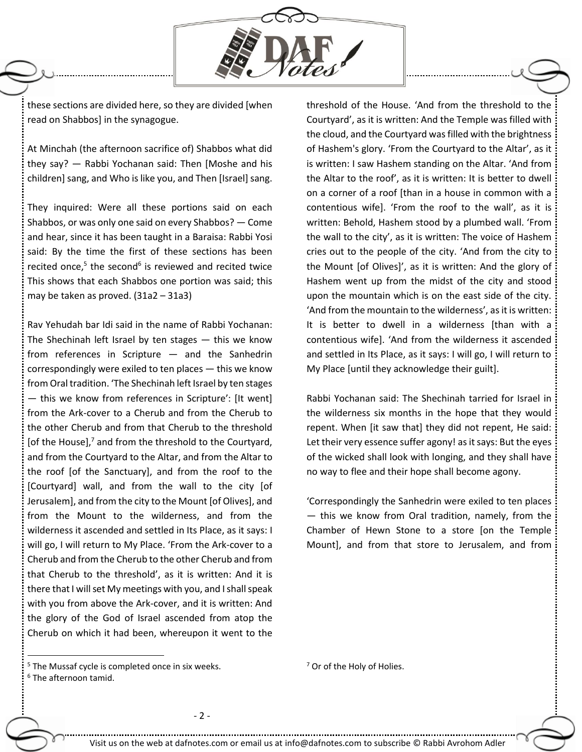these sections are divided here, so they are divided [when read on Shabbos] in the synagogue.

At Minchah (the afternoon sacrifice of) Shabbos what did they say? — Rabbi Yochanan said: Then [Moshe and his children] sang, and Who is like you, and Then [Israel] sang.

They inquired: Were all these portions said on each Shabbos, or was only one said on every Shabbos? — Come and hear, since it has been taught in a Baraisa: Rabbi Yosi said: By the time the first of these sections has been recited once,[5] the second[6] is reviewed and recited twice This shows that each Shabbos one portion was said; this may be taken as proved. (31a2 – 31a3)

Rav Yehudah bar Idi said in the name of Rabbi Yochanan: The Shechinah left Israel by ten stages — this we know from references in Scripture — and the Sanhedrin correspondingly were exiled to ten places — this we know from Oral tradition. 'The Shechinah left Israel by ten stages — this we know from references in Scripture': [It went] from the Ark-cover to a Cherub and from the Cherub to the other Cherub and from that Cherub to the threshold [of the House],[7] and from the threshold to the Courtyard, and from the Courtyard to the Altar, and from the Altar to the roof [of the Sanctuary], and from the roof to the [Courtyard] wall, and from the wall to the city [of Jerusalem], and from the city to the Mount [of Olives], and from the Mount to the wilderness, and from the wilderness it ascended and settled in Its Place, as it says: I will go, I will return to My Place. 'From the Ark-cover to a Cherub and from the Cherub to the other Cherub and from that Cherub to the threshold', as it is written: And it is there that I will set My meetings with you, and I shall speak with you from above the Ark-cover, and it is written: And the glory of the God of Israel ascended from atop the Cherub on which it had been, whereupon it went to the threshold of the House. 'And from the threshold to the Courtyard', as it is written: And the Temple was filled with the cloud, and the Courtyard was filled with the brightness of Hashem's glory. 'From the Courtyard to the Altar', as it is written: I saw Hashem standing on the Altar. 'And from the Altar to the roof', as it is written: It is better to dwell on a corner of a roof [than in a house in common with a contentious wife]. 'From the roof to the wall', as it is written: Behold, Hashem stood by a plumbed wall. 'From the wall to the city', as it is written: The voice of Hashem cries out to the people of the city. 'And from the city to the Mount [of Olives]', as it is written: And the glory of Hashem went up from the midst of the city and stood upon the mountain which is on the east side of the city. 'And from the mountain to the wilderness', as it is written: It is better to dwell in a wilderness [than with a contentious wife]. 'And from the wilderness it ascended and settled in Its Place, as it says: I will go, I will return to My Place [until they acknowledge their guilt].

Rabbi Yochanan said: The Shechinah tarried for Israel in the wilderness six months in the hope that they would repent. When [it saw that] they did not repent, He said: Let their very essence suffer agony! as it says: But the eyes of the wicked shall look with longing, and they shall have no way to flee and their hope shall become agony.

'Correspondingly the Sanhedrin were exiled to ten places — this we know from Oral tradition, namely, from the Chamber of Hewn Stone to a store [on the Temple Mount], and from that store to Jerusalem, and from

---

[5] The Mussaf cycle is completed once in six weeks.

[6] The afternoon tamid.

[7] Or of the Holy of Holies.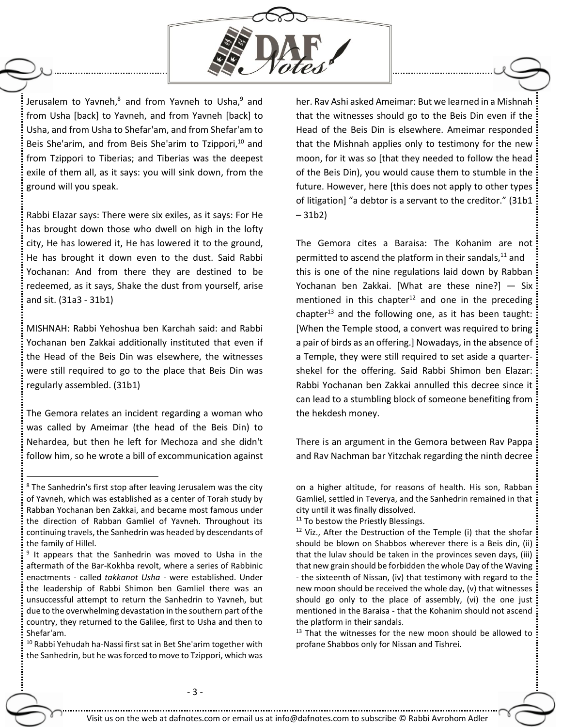Jerusalem to Yavneh,[8] and from Yavneh to Usha,[9] and from Usha [back] to Yavneh, and from Yavneh [back] to Usha, and from Usha to Shefar'am, and from Shefar'am to Beis She'arim, and from Beis She'arim to Tzippori,[10] and from Tzippori to Tiberias; and Tiberias was the deepest exile of them all, as it says: you will sink down, from the ground will you speak.

Rabbi Elazar says: There were six exiles, as it says: For He has brought down those who dwell on high in the lofty city, He has lowered it, He has lowered it to the ground, He has brought it down even to the dust. Said Rabbi Yochanan: And from there they are destined to be redeemed, as it says, Shake the dust from yourself, arise and sit. (31a3 - 31b1)

MISHNAH: Rabbi Yehoshua ben Karchah said: and Rabbi Yochanan ben Zakkai additionally instituted that even if the Head of the Beis Din was elsewhere, the witnesses were still required to go to the place that Beis Din was regularly assembled. (31b1)

The Gemora relates an incident regarding a woman who was called by Ameimar (the head of the Beis Din) to Nehardea, but then he left for Mechoza and she didn't follow him, so he wrote a bill of excommunication against her. Rav Ashi asked Ameimar: But we learned in a Mishnah that the witnesses should go to the Beis Din even if the Head of the Beis Din is elsewhere. Ameimar responded that the Mishnah applies only to testimony for the new moon, for it was so [that they needed to follow the head of the Beis Din), you would cause them to stumble in the future. However, here [this does not apply to other types of litigation] "a debtor is a servant to the creditor." (31b1 – 31b2)

The Gemora cites a Baraisa: The Kohanim are not permitted to ascend the platform in their sandals,[11] and this is one of the nine regulations laid down by Rabban Yochanan ben Zakkai. [What are these nine?] — Six mentioned in this chapter[12] and one in the preceding chapter[13] and the following one, as it has been taught: [When the Temple stood, a convert was required to bring a pair of birds as an offering.] Nowadays, in the absence of a Temple, they were still required to set aside a quarter-shekel for the offering. Said Rabbi Shimon ben Elazar: Rabbi Yochanan ben Zakkai annulled this decree since it can lead to a stumbling block of someone benefiting from the hekdesh money.

There is an argument in the Gemora between Rav Pappa and Rav Nachman bar Yitzchak regarding the ninth decree

---

[8] The Sanhedrin's first stop after leaving Jerusalem was the city of Yavneh, which was established as a center of Torah study by Rabban Yochanan ben Zakkai, and became most famous under the direction of Rabban Gamliel of Yavneh. Throughout its continuing travels, the Sanhedrin was headed by descendants of the family of Hillel.

[9] It appears that the Sanhedrin was moved to Usha in the aftermath of the Bar-Kokhba revolt, where a series of Rabbinic enactments - called *takkanot Usha* - were established. Under the leadership of Rabbi Shimon ben Gamliel there was an unsuccessful attempt to return the Sanhedrin to Yavneh, but due to the overwhelming devastation in the southern part of the country, they returned to the Galilee, first to Usha and then to Shefar'am.

[10] Rabbi Yehudah ha-Nassi first sat in Bet She'arim together with the Sanhedrin, but he was forced to move to Tzippori, which was on a higher altitude, for reasons of health. His son, Rabban Gamliel, settled in Teverya, and the Sanhedrin remained in that city until it was finally dissolved.

[11] To bestow the Priestly Blessings.

[12] Viz., After the Destruction of the Temple (i) that the shofar should be blown on Shabbos wherever there is a Beis din, (ii) that the lulav should be taken in the provinces seven days, (iii) that new grain should be forbidden the whole Day of the Waving - the sixteenth of Nissan, (iv) that testimony with regard to the new moon should be received the whole day, (v) that witnesses should go only to the place of assembly, (vi) the one just mentioned in the Baraisa - that the Kohanim should not ascend the platform in their sandals.

[13] That the witnesses for the new moon should be allowed to profane Shabbos only for Nissan and Tishrei.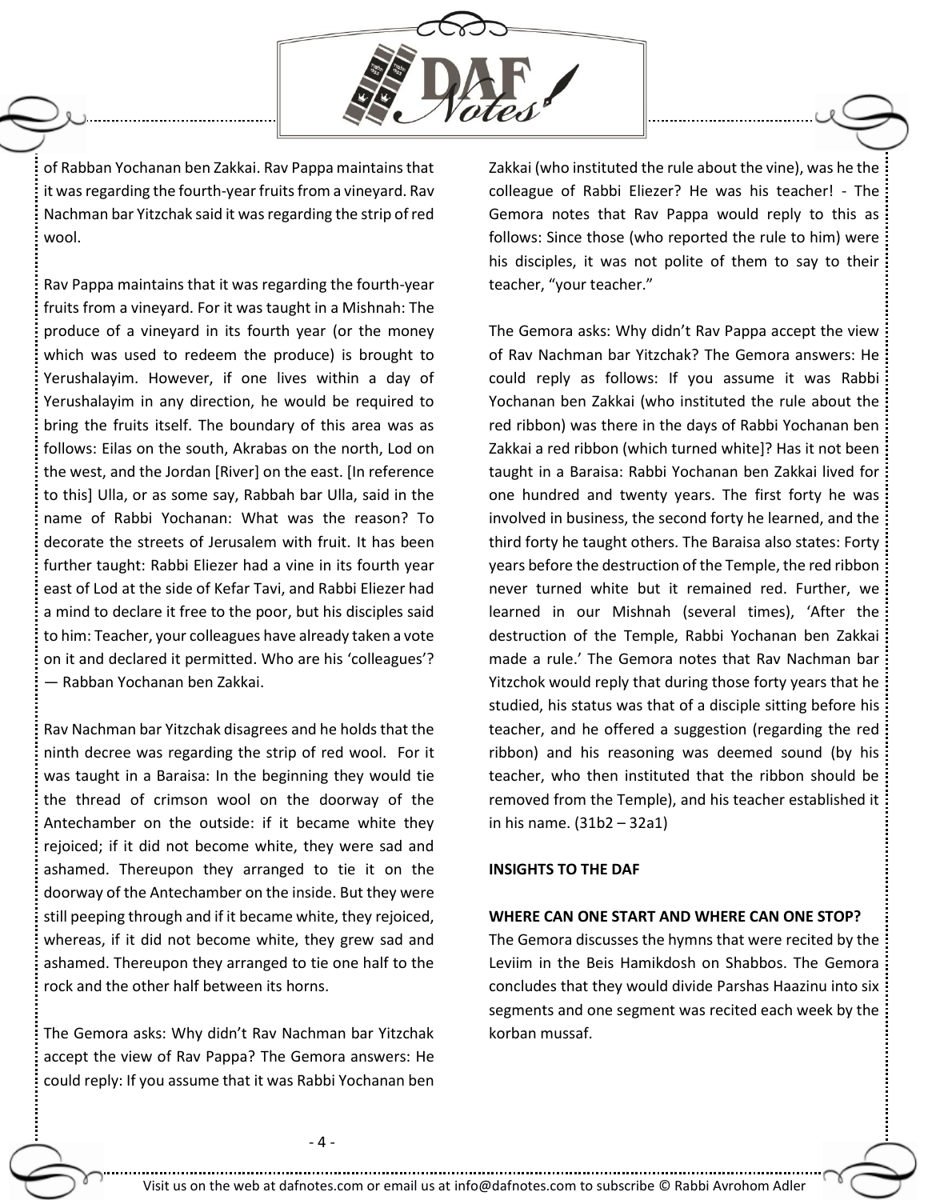of Rabban Yochanan ben Zakkai. Rav Pappa maintains that it was regarding the fourth-year fruits from a vineyard. Rav Nachman bar Yitzchak said it was regarding the strip of red wool.

Rav Pappa maintains that it was regarding the fourth-year fruits from a vineyard. For it was taught in a Mishnah: The produce of a vineyard in its fourth year (or the money which was used to redeem the produce) is brought to Yerushalayim. However, if one lives within a day of Yerushalayim in any direction, he would be required to bring the fruits itself. The boundary of this area was as follows: Eilas on the south, Akrabas on the north, Lod on the west, and the Jordan [River] on the east. [In reference to this] Ulla, or as some say, Rabbah bar Ulla, said in the name of Rabbi Yochanan: What was the reason? To decorate the streets of Jerusalem with fruit. It has been further taught: Rabbi Eliezer had a vine in its fourth year east of Lod at the side of Kefar Tavi, and Rabbi Eliezer had a mind to declare it free to the poor, but his disciples said to him: Teacher, your colleagues have already taken a vote on it and declared it permitted. Who are his 'colleagues'? — Rabban Yochanan ben Zakkai.

Rav Nachman bar Yitzchak disagrees and he holds that the ninth decree was regarding the strip of red wool. For it was taught in a Baraisa: In the beginning they would tie the thread of crimson wool on the doorway of the Antechamber on the outside: if it became white they rejoiced; if it did not become white, they were sad and ashamed. Thereupon they arranged to tie it on the doorway of the Antechamber on the inside. But they were still peeping through and if it became white, they rejoiced, whereas, if it did not become white, they grew sad and ashamed. Thereupon they arranged to tie one half to the rock and the other half between its horns.

The Gemora asks: Why didn't Rav Nachman bar Yitzchak accept the view of Rav Pappa? The Gemora answers: He could reply: If you assume that it was Rabbi Yochanan ben Zakkai (who instituted the rule about the vine), was he the colleague of Rabbi Eliezer? He was his teacher! - The Gemora notes that Rav Pappa would reply to this as follows: Since those (who reported the rule to him) were his disciples, it was not polite of them to say to their teacher, "your teacher."

The Gemora asks: Why didn't Rav Pappa accept the view of Rav Nachman bar Yitzchak? The Gemora answers: He could reply as follows: If you assume it was Rabbi Yochanan ben Zakkai (who instituted the rule about the red ribbon) was there in the days of Rabbi Yochanan ben Zakkai a red ribbon (which turned white]? Has it not been taught in a Baraisa: Rabbi Yochanan ben Zakkai lived for one hundred and twenty years. The first forty he was involved in business, the second forty he learned, and the third forty he taught others. The Baraisa also states: Forty years before the destruction of the Temple, the red ribbon never turned white but it remained red. Further, we learned in our Mishnah (several times), 'After the destruction of the Temple, Rabbi Yochanan ben Zakkai made a rule.' The Gemora notes that Rav Nachman bar Yitzchok would reply that during those forty years that he studied, his status was that of a disciple sitting before his teacher, and he offered a suggestion (regarding the red ribbon) and his reasoning was deemed sound (by his teacher, who then instituted that the ribbon should be removed from the Temple), and his teacher established it in his name. (31b2 – 32a1)

**INSIGHTS TO THE DAF**

**WHERE CAN ONE START AND WHERE CAN ONE STOP?**

The Gemora discusses the hymns that were recited by the Leviim in the Beis Hamikdosh on Shabbos. The Gemora concludes that they would divide Parshas Haazinu into six segments and one segment was recited each week by the korban mussaf.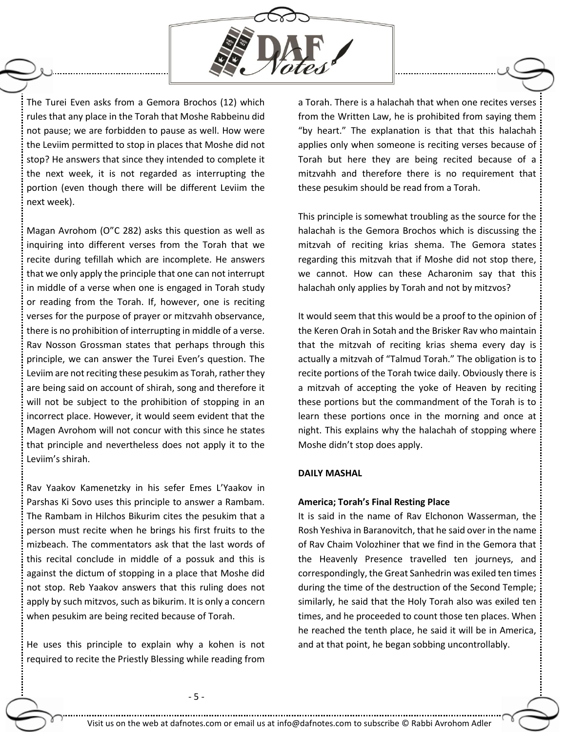The Turei Even asks from a Gemora Brochos (12) which rules that any place in the Torah that Moshe Rabbeinu did not pause; we are forbidden to pause as well. How were the Leviim permitted to stop in places that Moshe did not stop? He answers that since they intended to complete it the next week, it is not regarded as interrupting the portion (even though there will be different Leviim the next week).

Magan Avrohom (O"C 282) asks this question as well as inquiring into different verses from the Torah that we recite during tefillah which are incomplete. He answers that we only apply the principle that one can not interrupt in middle of a verse when one is engaged in Torah study or reading from the Torah. If, however, one is reciting verses for the purpose of prayer or mitzvahh observance, there is no prohibition of interrupting in middle of a verse. Rav Nosson Grossman states that perhaps through this principle, we can answer the Turei Even's question. The Leviim are not reciting these pesukim as Torah, rather they are being said on account of shirah, song and therefore it will not be subject to the prohibition of stopping in an incorrect place. However, it would seem evident that the Magen Avrohom will not concur with this since he states that principle and nevertheless does not apply it to the Leviim's shirah.

Rav Yaakov Kamenetzky in his sefer Emes L'Yaakov in Parshas Ki Sovo uses this principle to answer a Rambam. The Rambam in Hilchos Bikurim cites the pesukim that a person must recite when he brings his first fruits to the mizbeach. The commentators ask that the last words of this recital conclude in middle of a possuk and this is against the dictum of stopping in a place that Moshe did not stop. Reb Yaakov answers that this ruling does not apply by such mitzvos, such as bikurim. It is only a concern when pesukim are being recited because of Torah.

He uses this principle to explain why a kohen is not required to recite the Priestly Blessing while reading from a Torah. There is a halachah that when one recites verses from the Written Law, he is prohibited from saying them "by heart." The explanation is that that this halachah applies only when someone is reciting verses because of Torah but here they are being recited because of a mitzvahh and therefore there is no requirement that these pesukim should be read from a Torah.

This principle is somewhat troubling as the source for the halachah is the Gemora Brochos which is discussing the mitzvah of reciting krias shema. The Gemora states regarding this mitzvah that if Moshe did not stop there, we cannot. How can these Acharonim say that this halachah only applies by Torah and not by mitzvos?

It would seem that this would be a proof to the opinion of the Keren Orah in Sotah and the Brisker Rav who maintain that the mitzvah of reciting krias shema every day is actually a mitzvah of "Talmud Torah." The obligation is to recite portions of the Torah twice daily. Obviously there is a mitzvah of accepting the yoke of Heaven by reciting these portions but the commandment of the Torah is to learn these portions once in the morning and once at night. This explains why the halachah of stopping where Moshe didn't stop does apply.

**DAILY MASHAL**

**America; Torah's Final Resting Place**

It is said in the name of Rav Elchonon Wasserman, the Rosh Yeshiva in Baranovitch, that he said over in the name of Rav Chaim Volozhiner that we find in the Gemora that the Heavenly Presence travelled ten journeys, and correspondingly, the Great Sanhedrin was exiled ten times during the time of the destruction of the Second Temple; similarly, he said that the Holy Torah also was exiled ten times, and he proceeded to count those ten places. When he reached the tenth place, he said it will be in America, and at that point, he began sobbing uncontrollably.